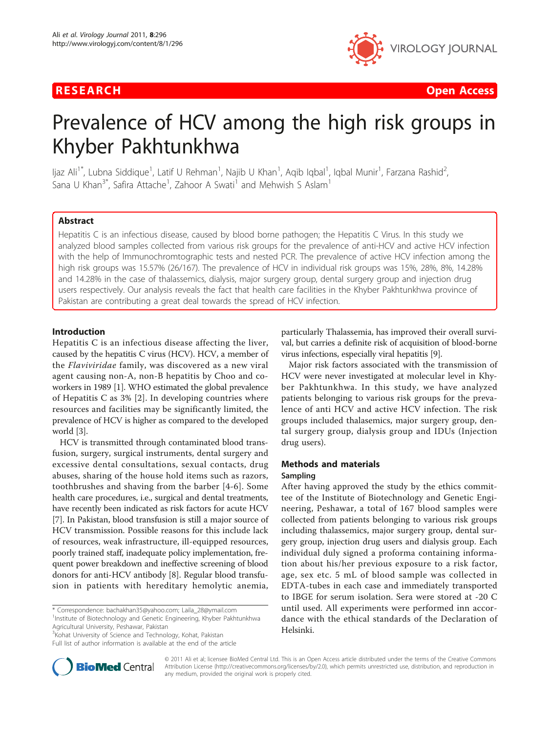RESEARCH

Open Access

# Prevalence of HCV among the high risk groups in Khyber Pakhtunkhwa

Ijaz Ali[1*], Lubna Siddique[1], Latif U Rehman[1], Najib U Khan[1], Aqib Iqbal[1], Iqbal Munir[1], Farzana Rashid[2], Sana U Khan[3*], Safira Attache[1], Zahoor A Swati[1] and Mehwish S Aslam[1]

## Abstract

Hepatitis C is an infectious disease, caused by blood borne pathogen; the Hepatitis C Virus. In this study we analyzed blood samples collected from various risk groups for the prevalence of anti-HCV and active HCV infection with the help of Immunochromtographic tests and nested PCR. The prevalence of active HCV infection among the high risk groups was 15.57% (26/167). The prevalence of HCV in individual risk groups was 15%, 28%, 8%, 14.28% and 14.28% in the case of thalassemics, dialysis, major surgery group, dental surgery group and injection drug users respectively. Our analysis reveals the fact that health care facilities in the Khyber Pakhtunkhwa province of Pakistan are contributing a great deal towards the spread of HCV infection.

## Introduction

Hepatitis C is an infectious disease affecting the liver, caused by the hepatitis C virus (HCV). HCV, a member of the *Flaviviridae* family, was discovered as a new viral agent causing non-A, non-B hepatitis by Choo and co-workers in 1989 [1]. WHO estimated the global prevalence of Hepatitis C as 3% [2]. In developing countries where resources and facilities may be significantly limited, the prevalence of HCV is higher as compared to the developed world [3].

HCV is transmitted through contaminated blood transfusion, surgery, surgical instruments, dental surgery and excessive dental consultations, sexual contacts, drug abuses, sharing of the house hold items such as razors, toothbrushes and shaving from the barber [4-6]. Some health care procedures, i.e., surgical and dental treatments, have recently been indicated as risk factors for acute HCV [7]. In Pakistan, blood transfusion is still a major source of HCV transmission. Possible reasons for this include lack of resources, weak infrastructure, ill-equipped resources, poorly trained staff, inadequate policy implementation, frequent power breakdown and ineffective screening of blood donors for anti-HCV antibody [8]. Regular blood transfusion in patients with hereditary hemolytic anemia, particularly Thalassemia, has improved their overall survival, but carries a definite risk of acquisition of blood-borne virus infections, especially viral hepatitis [9].

Major risk factors associated with the transmission of HCV were never investigated at molecular level in Khyber Pakhtunkhwa. In this study, we have analyzed patients belonging to various risk groups for the prevalence of anti HCV and active HCV infection. The risk groups included thalasemics, major surgery group, dental surgery group, dialysis group and IDUs (Injection drug users).

## Methods and materials

### Sampling

After having approved the study by the ethics committee of the Institute of Biotechnology and Genetic Engineering, Peshawar, a total of 167 blood samples were collected from patients belonging to various risk groups including thalassemics, major surgery group, dental surgery group, injection drug users and dialysis group. Each individual duly signed a proforma containing information about his/her previous exposure to a risk factor, age, sex etc. 5 mL of blood sample was collected in EDTA-tubes in each case and immediately transported to IBGE for serum isolation. Sera were stored at -20 C until used. All experiments were performed inn accordance with the ethical standards of the Declaration of Helsinki.

\* Correspondence: bachakhan35@yahoo.com; Laila_28@ymail.com
[1]Institute of Biotechnology and Genetic Engineering, Khyber Pakhtunkhwa Agricultural University, Peshawar, Pakistan
[3]Kohat University of Science and Technology, Kohat, Pakistan
Full list of author information is available at the end of the article

© 2011 Ali et al; licensee BioMed Central Ltd. This is an Open Access article distributed under the terms of the Creative Commons Attribution License (http://creativecommons.org/licenses/by/2.0), which permits unrestricted use, distribution, and reproduction in any medium, provided the original work is properly cited.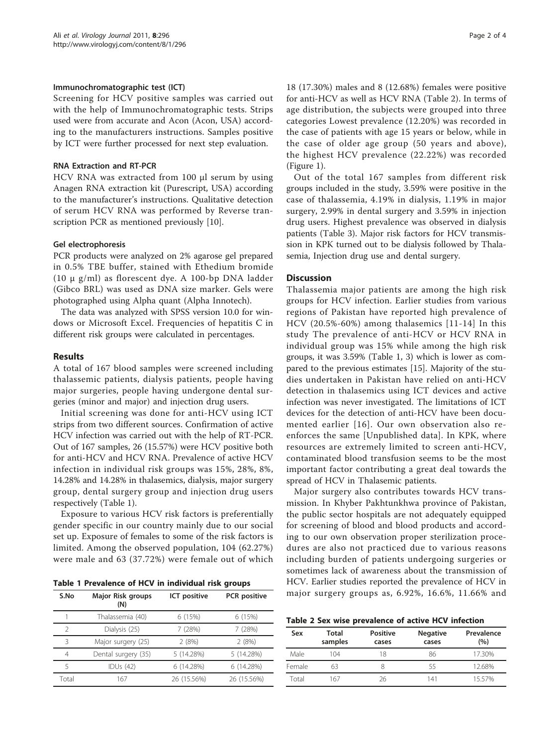#### Immunochromatographic test (ICT)

Screening for HCV positive samples was carried out with the help of Immunochromatographic tests. Strips used were from accurate and Acon (Acon, USA) according to the manufacturers instructions. Samples positive by ICT were further processed for next step evaluation.

#### RNA Extraction and RT-PCR

HCV RNA was extracted from 100 μl serum by using Anagen RNA extraction kit (Purescript, USA) according to the manufacturer's instructions. Qualitative detection of serum HCV RNA was performed by Reverse transcription PCR as mentioned previously [10].

#### Gel electrophoresis

PCR products were analyzed on 2% agarose gel prepared in 0.5% TBE buffer, stained with Ethedium bromide (10 μ g/ml) as florescent dye. A 100-bp DNA ladder (Gibco BRL) was used as DNA size marker. Gels were photographed using Alpha quant (Alpha Innotech).

The data was analyzed with SPSS version 10.0 for windows or Microsoft Excel. Frequencies of hepatitis C in different risk groups were calculated in percentages.

## Results

A total of 167 blood samples were screened including thalassemic patients, dialysis patients, people having major surgeries, people having undergone dental surgeries (minor and major) and injection drug users.

Initial screening was done for anti-HCV using ICT strips from two different sources. Confirmation of active HCV infection was carried out with the help of RT-PCR. Out of 167 samples, 26 (15.57%) were HCV positive both for anti-HCV and HCV RNA. Prevalence of active HCV infection in individual risk groups was 15%, 28%, 8%, 14.28% and 14.28% in thalasemics, dialysis, major surgery group, dental surgery group and injection drug users respectively (Table 1).

Exposure to various HCV risk factors is preferentially gender specific in our country mainly due to our social set up. Exposure of females to some of the risk factors is limited. Among the observed population, 104 (62.27%) were male and 63 (37.72%) were female out of which 18 (17.30%) males and 8 (12.68%) females were positive for anti-HCV as well as HCV RNA (Table 2). In terms of age distribution, the subjects were grouped into three categories Lowest prevalence (12.20%) was recorded in the case of patients with age 15 years or below, while in the case of older age group (50 years and above), the highest HCV prevalence (22.22%) was recorded (Figure 1).

**Table 1 Prevalence of HCV in individual risk groups**

| S.No | Major Risk groups (N) | ICT positive | PCR positive |
|---|---|---|---|
| 1 | Thalassemia (40) | 6 (15%) | 6 (15%) |
| 2 | Dialysis (25) | 7 (28%) | 7 (28%) |
| 3 | Major surgery (25) | 2 (8%) | 2 (8%) |
| 4 | Dental surgery (35) | 5 (14.28%) | 5 (14.28%) |
| 5 | IDUs (42) | 6 (14.28%) | 6 (14.28%) |
| Total | 167 | 26 (15.56%) | 26 (15.56%) |

Out of the total 167 samples from different risk groups included in the study, 3.59% were positive in the case of thalassemia, 4.19% in dialysis, 1.19% in major surgery, 2.99% in dental surgery and 3.59% in injection drug users. Highest prevalence was observed in dialysis patients (Table 3). Major risk factors for HCV transmission in KPK turned out to be dialysis followed by Thalasemia, Injection drug use and dental surgery.

## Discussion

Thalassemia major patients are among the high risk groups for HCV infection. Earlier studies from various regions of Pakistan have reported high prevalence of HCV (20.5%-60%) among thalasemics [11-14] In this study The prevalence of anti-HCV or HCV RNA in individual group was 15% while among the high risk groups, it was 3.59% (Table 1, 3) which is lower as compared to the previous estimates [15]. Majority of the studies undertaken in Pakistan have relied on anti-HCV detection in thalasemics using ICT devices and active infection was never investigated. The limitations of ICT devices for the detection of anti-HCV have been documented earlier [16]. Our own observation also re-enforces the same [Unpublished data]. In KPK, where resources are extremely limited to screen anti-HCV, contaminated blood transfusion seems to be the most important factor contributing a great deal towards the spread of HCV in Thalasemic patients.

Major surgery also contributes towards HCV transmission. In Khyber Pakhtunkhwa province of Pakistan, the public sector hospitals are not adequately equipped for screening of blood and blood products and according to our own observation proper sterilization procedures are also not practiced due to various reasons including burden of patients undergoing surgeries or sometimes lack of awareness about the transmission of HCV. Earlier studies reported the prevalence of HCV in major surgery groups as, 6.92%, 16.6%, 11.66% and

**Table 2 Sex wise prevalence of active HCV infection**

| Sex | Total samples | Positive cases | Negative cases | Prevalence (%) |
|---|---|---|---|---|
| Male | 104 | 18 | 86 | 17.30% |
| Female | 63 | 8 | 55 | 12.68% |
| Total | 167 | 26 | 141 | 15.57% |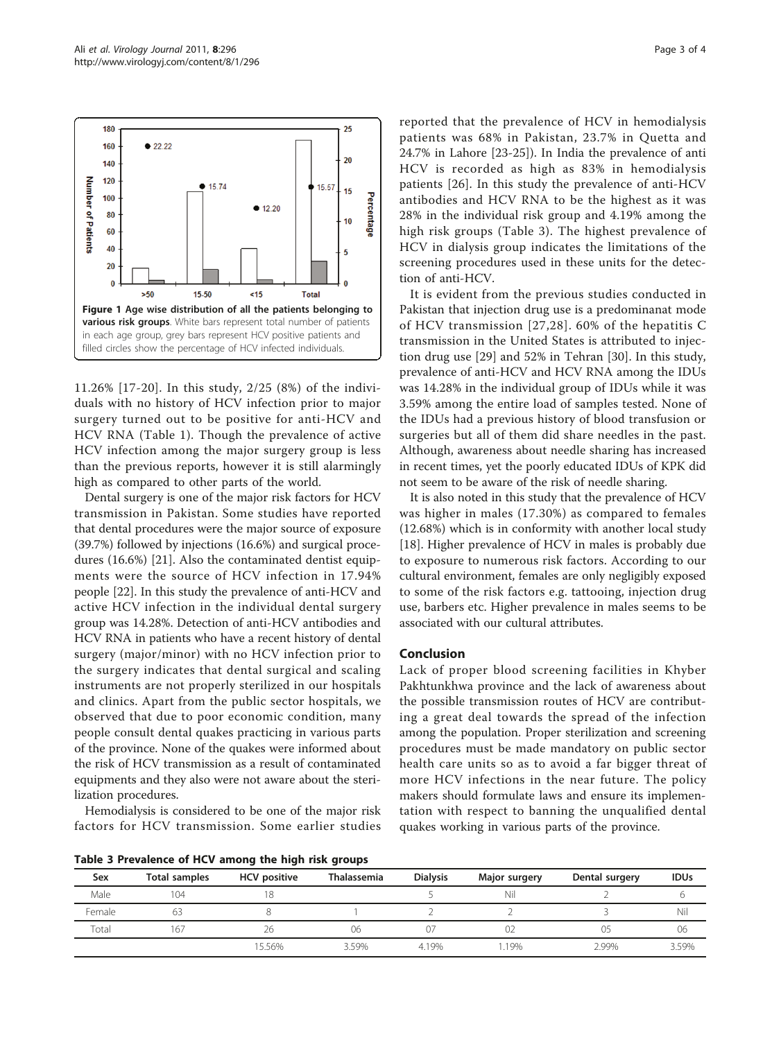Figure 1 Age wise distribution of all the patients belonging to various risk groups. White bars represent total number of patients in each age group, grey bars represent HCV positive patients and filled circles show the percentage of HCV infected individuals.

11.26% [17-20]. In this study, 2/25 (8%) of the individuals with no history of HCV infection prior to major surgery turned out to be positive for anti-HCV and HCV RNA (Table 1). Though the prevalence of active HCV infection among the major surgery group is less than the previous reports, however it is still alarmingly high as compared to other parts of the world.

Dental surgery is one of the major risk factors for HCV transmission in Pakistan. Some studies have reported that dental procedures were the major source of exposure (39.7%) followed by injections (16.6%) and surgical procedures (16.6%) [21]. Also the contaminated dentist equipments were the source of HCV infection in 17.94% people [22]. In this study the prevalence of anti-HCV and active HCV infection in the individual dental surgery group was 14.28%. Detection of anti-HCV antibodies and HCV RNA in patients who have a recent history of dental surgery (major/minor) with no HCV infection prior to the surgery indicates that dental surgical and scaling instruments are not properly sterilized in our hospitals and clinics. Apart from the public sector hospitals, we observed that due to poor economic condition, many people consult dental quakes practicing in various parts of the province. None of the quakes were informed about the risk of HCV transmission as a result of contaminated equipments and they also were not aware about the sterilization procedures.

Hemodialysis is considered to be one of the major risk factors for HCV transmission. Some earlier studies reported that the prevalence of HCV in hemodialysis patients was 68% in Pakistan, 23.7% in Quetta and 24.7% in Lahore [23-25]). In India the prevalence of anti HCV is recorded as high as 83% in hemodialysis patients [26]. In this study the prevalence of anti-HCV antibodies and HCV RNA to be the highest as it was 28% in the individual risk group and 4.19% among the high risk groups (Table 3). The highest prevalence of HCV in dialysis group indicates the limitations of the screening procedures used in these units for the detection of anti-HCV.

It is evident from the previous studies conducted in Pakistan that injection drug use is a predominanat mode of HCV transmission [27,28]. 60% of the hepatitis C transmission in the United States is attributed to injection drug use [29] and 52% in Tehran [30]. In this study, prevalence of anti-HCV and HCV RNA among the IDUs was 14.28% in the individual group of IDUs while it was 3.59% among the entire load of samples tested. None of the IDUs had a previous history of blood transfusion or surgeries but all of them did share needles in the past. Although, awareness about needle sharing has increased in recent times, yet the poorly educated IDUs of KPK did not seem to be aware of the risk of needle sharing.

It is also noted in this study that the prevalence of HCV was higher in males (17.30%) as compared to females (12.68%) which is in conformity with another local study [18]. Higher prevalence of HCV in males is probably due to exposure to numerous risk factors. According to our cultural environment, females are only negligibly exposed to some of the risk factors e.g. tattooing, injection drug use, barbers etc. Higher prevalence in males seems to be associated with our cultural attributes.

## Conclusion

Lack of proper blood screening facilities in Khyber Pakhtunkhwa province and the lack of awareness about the possible transmission routes of HCV are contributing a great deal towards the spread of the infection among the population. Proper sterilization and screening procedures must be made mandatory on public sector health care units so as to avoid a far bigger threat of more HCV infections in the near future. The policy makers should formulate laws and ensure its implementation with respect to banning the unqualified dental quakes working in various parts of the province.

**Table 3 Prevalence of HCV among the high risk groups**

| Sex | Total samples | HCV positive | Thalassemia | Dialysis | Major surgery | Dental surgery | IDUs |
|---|---|---|---|---|---|---|---|
| Male | 104 | 18 | | 5 | Nil | 2 | 6 |
| Female | 63 | 8 | 1 | 2 | 2 | 3 | Nil |
| Total | 167 | 26 | 06 | 07 | 02 | 05 | 06 |
| | | 15.56% | 3.59% | 4.19% | 1.19% | 2.99% | 3.59% |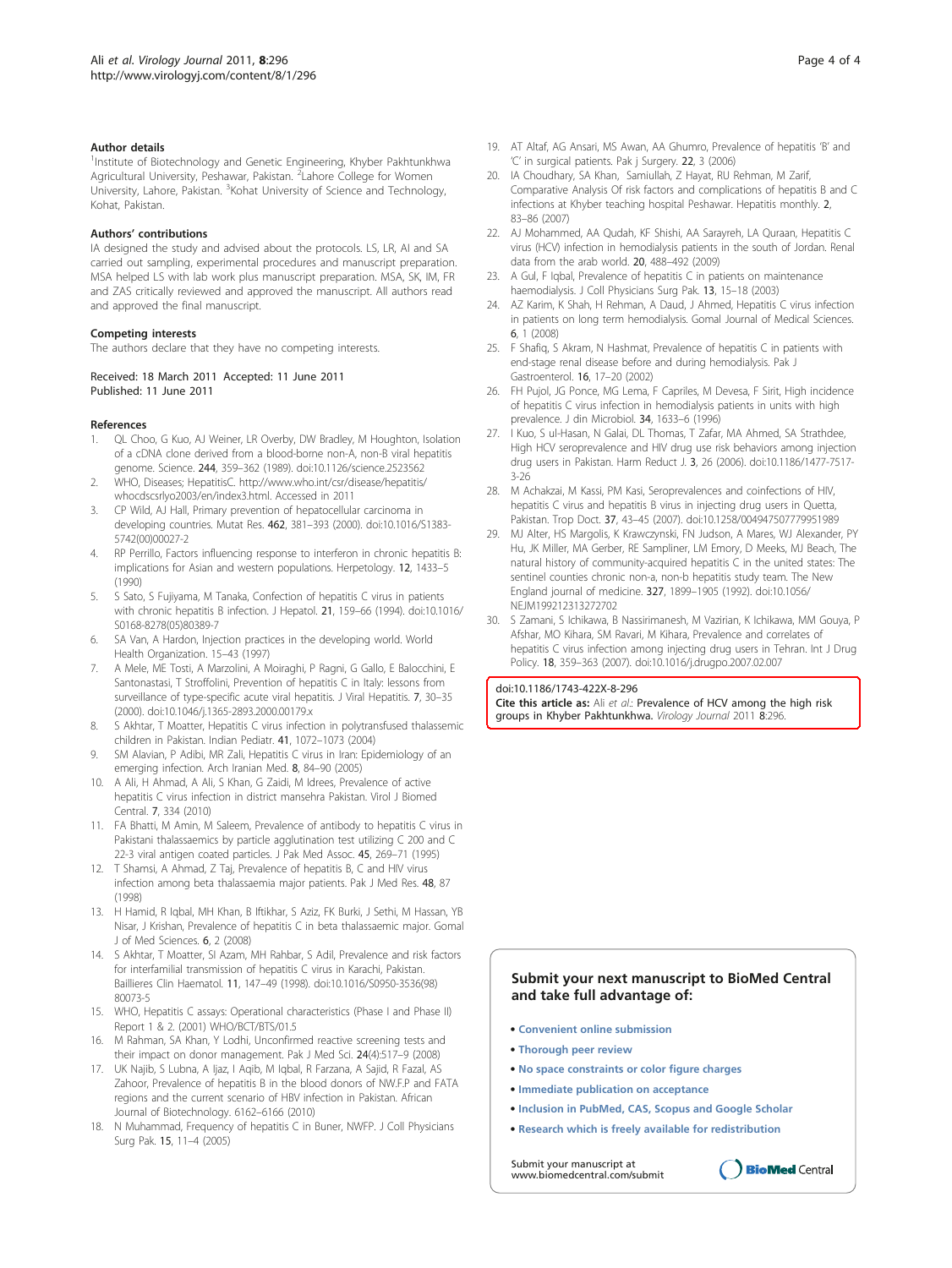### Author details

[1]Institute of Biotechnology and Genetic Engineering, Khyber Pakhtunkhwa Agricultural University, Peshawar, Pakistan. [2]Lahore College for Women University, Lahore, Pakistan. [3]Kohat University of Science and Technology, Kohat, Pakistan.

### Authors' contributions

IA designed the study and advised about the protocols. LS, LR, AI and SA carried out sampling, experimental procedures and manuscript preparation. MSA helped LS with lab work plus manuscript preparation. MSA, SK, IM, FR and ZAS critically reviewed and approved the manuscript. All authors read and approved the final manuscript.

### Competing interests

The authors declare that they have no competing interests.

Received: 18 March 2011 Accepted: 11 June 2011
Published: 11 June 2011

### References

1. QL Choo, G Kuo, AJ Weiner, LR Overby, DW Bradley, M Houghton, Isolation of a cDNA clone derived from a blood-borne non-A, non-B viral hepatitis genome. Science. **244**, 359–362 (1989). doi:10.1126/science.2523562
2. WHO, Diseases; HepatitisC. http://www.who.int/csr/disease/hepatitis/whocdscsrlyo2003/en/index3.html. Accessed in 2011
3. CP Wild, AJ Hall, Primary prevention of hepatocellular carcinoma in developing countries. Mutat Res. **462**, 381–393 (2000). doi:10.1016/S1383-5742(00)00027-2
4. RP Perrillo, Factors influencing response to interferon in chronic hepatitis B: implications for Asian and western populations. Herpetology. **12**, 1433–5 (1990)
5. S Sato, S Fujiyama, M Tanaka, Confection of hepatitis C virus in patients with chronic hepatitis B infection. J Hepatol. **21**, 159–66 (1994). doi:10.1016/S0168-8278(05)80389-7
6. SA Van, A Hardon, Injection practices in the developing world. World Health Organization. 15–43 (1997)
7. A Mele, ME Tosti, A Marzolini, A Moiraghi, P Ragni, G Gallo, E Balocchini, E Santonastasi, T Stroffolini, Prevention of hepatitis C in Italy: lessons from surveillance of type-specific acute viral hepatitis. J Viral Hepatitis. **7**, 30–35 (2000). doi:10.1046/j.1365-2893.2000.00179.x
8. S Akhtar, T Moatter, Hepatitis C virus infection in polytransfused thalassemic children in Pakistan. Indian Pediatr. **41**, 1072–1073 (2004)
9. SM Alavian, P Adibi, MR Zali, Hepatitis C virus in Iran: Epidemiology of an emerging infection. Arch Iranian Med. **8**, 84–90 (2005)
10. A Ali, H Ahmad, A Ali, S Khan, G Zaidi, M Idrees, Prevalence of active hepatitis C virus infection in district mansehra Pakistan. Virol J Biomed Central. **7**, 334 (2010)
11. FA Bhatti, M Amin, M Saleem, Prevalence of antibody to hepatitis C virus in Pakistani thalassaemics by particle agglutination test utilizing C 200 and C 22-3 viral antigen coated particles. J Pak Med Assoc. **45**, 269–71 (1995)
12. T Shamsi, A Ahmad, Z Taj, Prevalence of hepatitis B, C and HIV virus infection among beta thalassaemia major patients. Pak J Med Res. **48**, 87 (1998)
13. H Hamid, R Iqbal, MH Khan, B Iftikhar, S Aziz, FK Burki, J Sethi, M Hassan, YB Nisar, J Krishan, Prevalence of hepatitis C in beta thalassaemic major. Gomal J of Med Sciences. **6**, 2 (2008)
14. S Akhtar, T Moatter, SI Azam, MH Rahbar, S Adil, Prevalence and risk factors for interfamilial transmission of hepatitis C virus in Karachi, Pakistan. Baillieres Clin Haematol. **11**, 147–49 (1998). doi:10.1016/S0950-3536(98)80073-5
15. WHO, Hepatitis C assays: Operational characteristics (Phase I and Phase II) Report 1 & 2. (2001) WHO/BCT/BTS/01.5
16. M Rahman, SA Khan, Y Lodhi, Unconfirmed reactive screening tests and their impact on donor management. Pak J Med Sci. **24**(4):517–9 (2008)
17. UK Najib, S Lubna, A Ijaz, I Aqib, M Iqbal, R Farzana, A Sajid, R Fazal, AS Zahoor, Prevalence of hepatitis B in the blood donors of NW.F.P and FATA regions and the current scenario of HBV infection in Pakistan. African Journal of Biotechnology. 6162–6166 (2010)
18. N Muhammad, Frequency of hepatitis C in Buner, NWFP. J Coll Physicians Surg Pak. **15**, 11–4 (2005)
19. AT Altaf, AG Ansari, MS Awan, AA Ghumro, Prevalence of hepatitis 'B' and 'C' in surgical patients. Pak j Surgery. **22**, 3 (2006)
20. IA Choudhary, SA Khan, Samiullah, Z Hayat, RU Rehman, M Zarif, Comparative Analysis Of risk factors and complications of hepatitis B and C infections at Khyber teaching hospital Peshawar. Hepatitis monthly. **2**, 83–86 (2007)
22. AJ Mohammed, AA Qudah, KF Shishi, AA Sarayreh, LA Quraan, Hepatitis C virus (HCV) infection in hemodialysis patients in the south of Jordan. Renal data from the arab world. **20**, 488–492 (2009)
23. A Gul, F Iqbal, Prevalence of hepatitis C in patients on maintenance haemodialysis. J Coll Physicians Surg Pak. **13**, 15–18 (2003)
24. AZ Karim, K Shah, H Rehman, A Daud, J Ahmed, Hepatitis C virus infection in patients on long term hemodialysis. Gomal Journal of Medical Sciences. **6**, 1 (2008)
25. F Shafiq, S Akram, N Hashmat, Prevalence of hepatitis C in patients with end-stage renal disease before and during hemodialysis. Pak J Gastroenterol. **16**, 17–20 (2002)
26. FH Pujol, JG Ponce, MG Lema, F Capriles, M Devesa, F Sirit, High incidence of hepatitis C virus infection in hemodialysis patients in units with high prevalence. J din Microbiol. **34**, 1633–6 (1996)
27. I Kuo, S ul-Hasan, N Galai, DL Thomas, T Zafar, MA Ahmed, SA Strathdee, High HCV seroprevalence and HIV drug use risk behaviors among injection drug users in Pakistan. Harm Reduct J. **3**, 26 (2006). doi:10.1186/1477-7517-3-26
28. M Achakzai, M Kassi, PM Kasi, Seroprevalences and coinfections of HIV, hepatitis C virus and hepatitis B virus in injecting drug users in Quetta, Pakistan. Trop Doct. **37**, 43–45 (2007). doi:10.1258/004947507779951989
29. MJ Alter, HS Margolis, K Krawczynski, FN Judson, A Mares, WJ Alexander, PY Hu, JK Miller, MA Gerber, RE Sampliner, LM Emory, D Meeks, MJ Beach, The natural history of community-acquired hepatitis C in the united states: The sentinel counties chronic non-a, non-b hepatitis study team. The New England journal of medicine. **327**, 1899–1905 (1992). doi:10.1056/NEJM199212313272702
30. S Zamani, S Ichikawa, B Nassirimanesh, M Vazirian, K Ichikawa, MM Gouya, P Afshar, MO Kihara, SM Ravari, M Kihara, Prevalence and correlates of hepatitis C virus infection among injecting drug users in Tehran. Int J Drug Policy. **18**, 359–363 (2007). doi:10.1016/j.drugpo.2007.02.007

doi:10.1186/1743-422X-8-296
**Cite this article as:** Ali *et al.*: Prevalence of HCV among the high risk groups in Khyber Pakhtunkhwa. *Virology Journal* 2011 **8**:296.

**Submit your next manuscript to BioMed Central and take full advantage of:**

- Convenient online submission
- Thorough peer review
- No space constraints or color figure charges
- Immediate publication on acceptance
- Inclusion in PubMed, CAS, Scopus and Google Scholar
- Research which is freely available for redistribution

Submit your manuscript at
www.biomedcentral.com/submit

BioMed Central